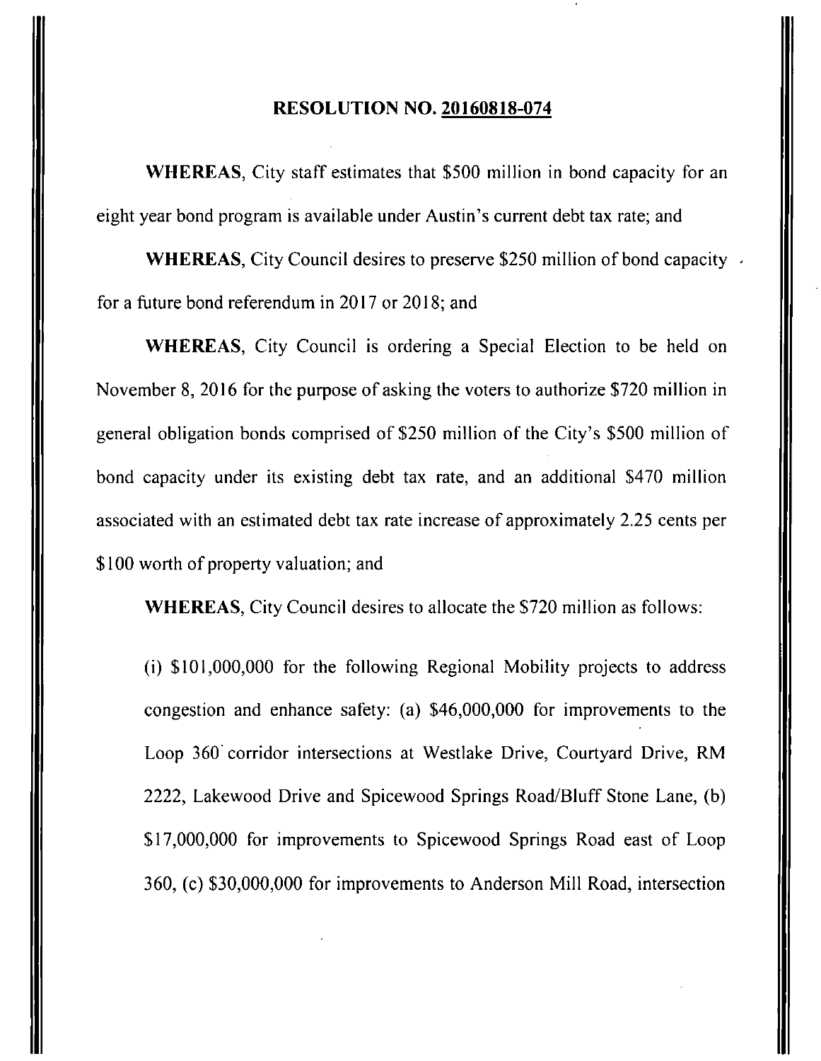# RESOLUTION NO. 20160818-074

**WHEREAS**, City staff estimates that $500 million in bond capacity for an eight year bond program is available under Austin's current debt tax rate; and

**WHEREAS**, City Council desires to preserve $250 million of bond capacity for a future bond referendum in 2017 or 2018; and

**WHEREAS**, City Council is ordering a Special Election to be held on November 8, 2016 for the purpose of asking the voters to authorize $720 million in general obligation bonds comprised of $250 million of the City's $500 million of bond capacity under its existing debt tax rate, and an additional $470 million associated with an estimated debt tax rate increase of approximately 2.25 cents per $100 worth of property valuation; and

**WHEREAS**, City Council desires to allocate the $720 million as follows:

(i) $101,000,000 for the following Regional Mobility projects to address congestion and enhance safety: (a) $46,000,000 for improvements to the Loop 360 corridor intersections at Westlake Drive, Courtyard Drive, RM 2222, Lakewood Drive and Spicewood Springs Road/Bluff Stone Lane, (b) $17,000,000 for improvements to Spicewood Springs Road east of Loop 360, (c) $30,000,000 for improvements to Anderson Mill Road, intersection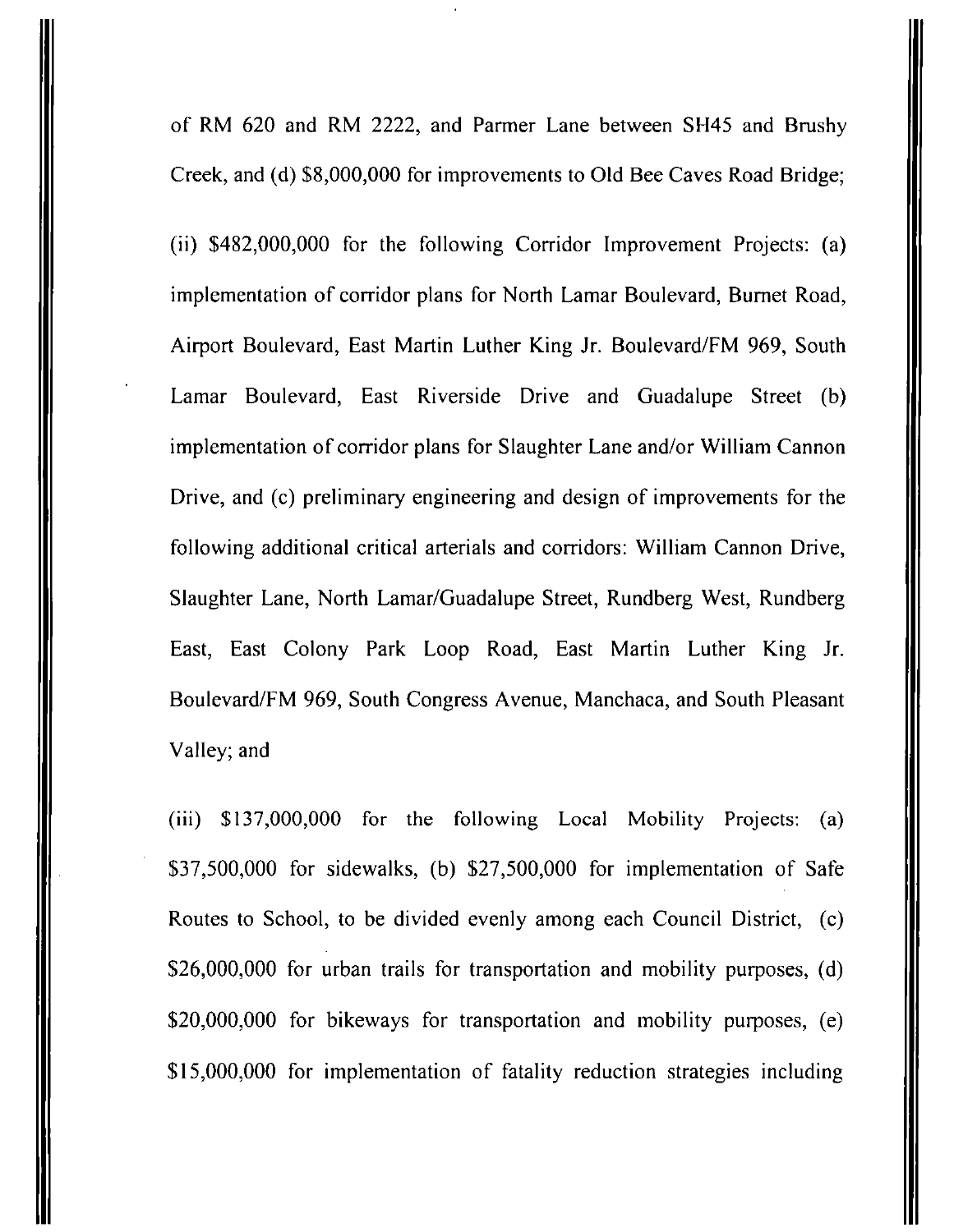of RM 620 and RM 2222, and Parmer Lane between SH45 and Brushy Creek, and (d) $8,000,000 for improvements to Old Bee Caves Road Bridge;

(ii) $482,000,000 for the following Corridor Improvement Projects: (a) implementation of corridor plans for North Lamar Boulevard, Burnet Road, Airport Boulevard, East Martin Luther King Jr. Boulevard/FM 969, South Lamar Boulevard, East Riverside Drive and Guadalupe Street (b) implementation of corridor plans for Slaughter Lane and/or William Cannon Drive, and (c) preliminary engineering and design of improvements for the following additional critical arterials and corridors: William Cannon Drive, Slaughter Lane, North Lamar/Guadalupe Street, Rundberg West, Rundberg East, East Colony Park Loop Road, East Martin Luther King Jr. Boulevard/FM 969, South Congress Avenue, Manchaca, and South Pleasant Valley; and

(iii) $137,000,000 for the following Local Mobility Projects: (a) $37,500,000 for sidewalks, (b) $27,500,000 for implementation of Safe Routes to School, to be divided evenly among each Council District, (c) $26,000,000 for urban trails for transportation and mobility purposes, (d) $20,000,000 for bikeways for transportation and mobility purposes, (e) $15,000,000 for implementation of fatality reduction strategies including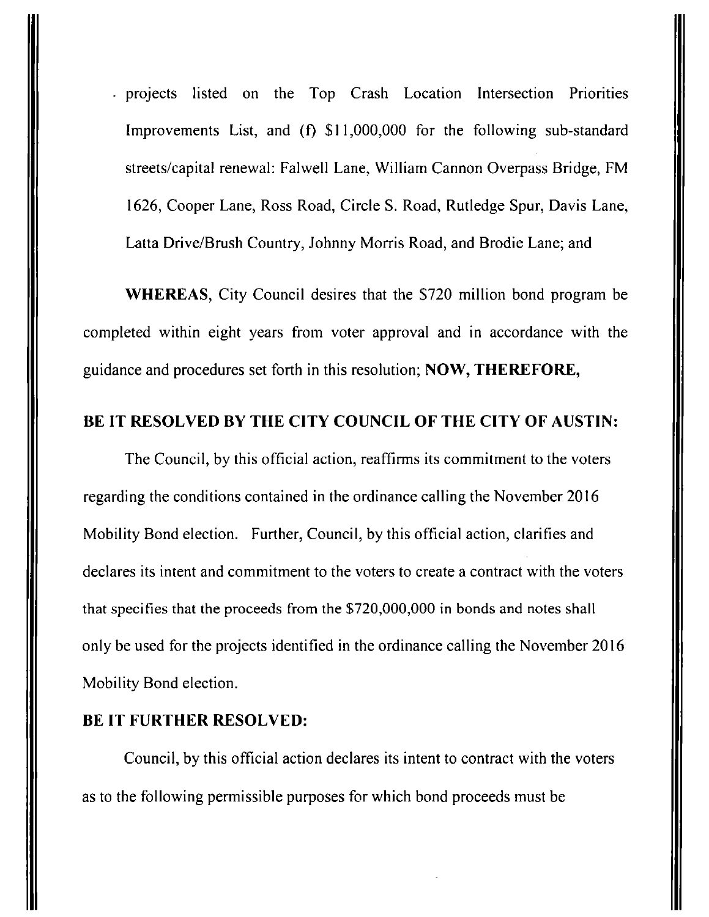projects listed on the Top Crash Location Intersection Priorities Improvements List, and (f) $11,000,000 for the following sub-standard streets/capital renewal: Falwell Lane, William Cannon Overpass Bridge, FM 1626, Cooper Lane, Ross Road, Circle S. Road, Rutledge Spur, Davis Lane, Latta Drive/Brush Country, Johnny Morris Road, and Brodie Lane; and

**WHEREAS**, City Council desires that the $720 million bond program be completed within eight years from voter approval and in accordance with the guidance and procedures set forth in this resolution; **NOW, THEREFORE,**

**BE IT RESOLVED BY THE CITY COUNCIL OF THE CITY OF AUSTIN:**

The Council, by this official action, reaffirms its commitment to the voters regarding the conditions contained in the ordinance calling the November 2016 Mobility Bond election. Further, Council, by this official action, clarifies and declares its intent and commitment to the voters to create a contract with the voters that specifies that the proceeds from the $720,000,000 in bonds and notes shall only be used for the projects identified in the ordinance calling the November 2016 Mobility Bond election.

**BE IT FURTHER RESOLVED:**

Council, by this official action declares its intent to contract with the voters as to the following permissible purposes for which bond proceeds must be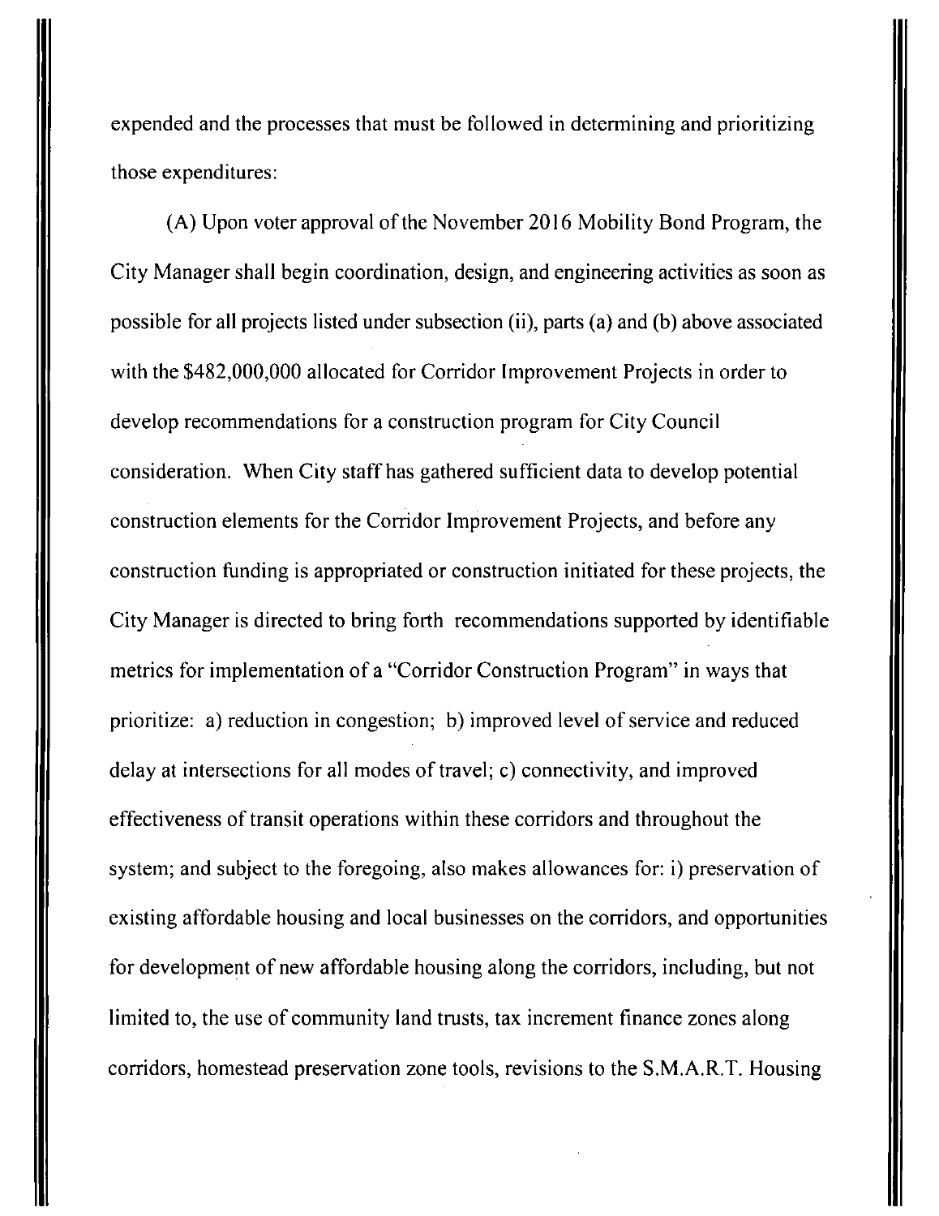expended and the processes that must be followed in determining and prioritizing those expenditures:

(A) Upon voter approval of the November 2016 Mobility Bond Program, the City Manager shall begin coordination, design, and engineering activities as soon as possible for all projects listed under subsection (ii), parts (a) and (b) above associated with the $482,000,000 allocated for Corridor Improvement Projects in order to develop recommendations for a construction program for City Council consideration. When City staff has gathered sufficient data to develop potential construction elements for the Corridor Improvement Projects, and before any construction funding is appropriated or construction initiated for these projects, the City Manager is directed to bring forth recommendations supported by identifiable metrics for implementation of a "Corridor Construction Program" in ways that prioritize: a) reduction in congestion; b) improved level of service and reduced delay at intersections for all modes of travel; c) connectivity, and improved effectiveness of transit operations within these corridors and throughout the system; and subject to the foregoing, also makes allowances for: i) preservation of existing affordable housing and local businesses on the corridors, and opportunities for development of new affordable housing along the corridors, including, but not limited to, the use of community land trusts, tax increment finance zones along corridors, homestead preservation zone tools, revisions to the S.M.A.R.T. Housing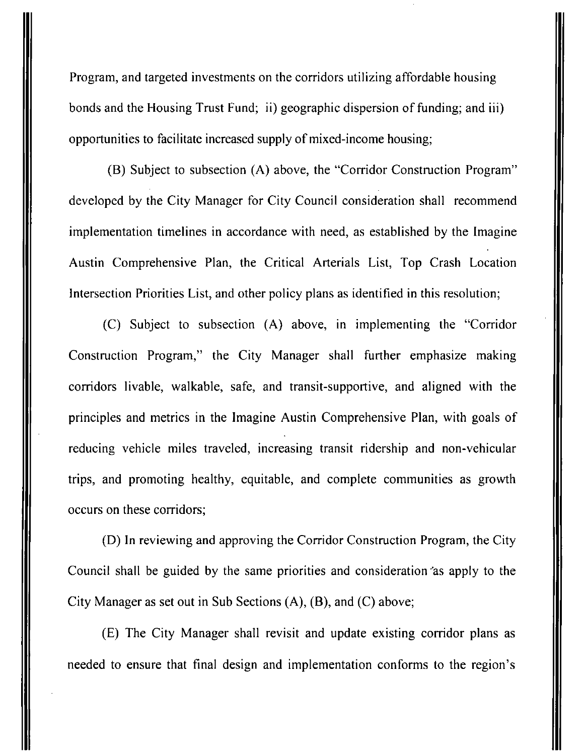Program, and targeted investments on the corridors utilizing affordable housing bonds and the Housing Trust Fund; ii) geographic dispersion of funding; and iii) opportunities to facilitate increased supply of mixed-income housing;

(B) Subject to subsection (A) above, the "Corridor Construction Program" developed by the City Manager for City Council consideration shall recommend implementation timelines in accordance with need, as established by the Imagine Austin Comprehensive Plan, the Critical Arterials List, Top Crash Location Intersection Priorities List, and other policy plans as identified in this resolution;

(C) Subject to subsection (A) above, in implementing the "Corridor Construction Program," the City Manager shall further emphasize making corridors livable, walkable, safe, and transit-supportive, and aligned with the principles and metrics in the Imagine Austin Comprehensive Plan, with goals of reducing vehicle miles traveled, increasing transit ridership and non-vehicular trips, and promoting healthy, equitable, and complete communities as growth occurs on these corridors;

(D) In reviewing and approving the Corridor Construction Program, the City Council shall be guided by the same priorities and consideration as apply to the City Manager as set out in Sub Sections (A), (B), and (C) above;

(E) The City Manager shall revisit and update existing corridor plans as needed to ensure that final design and implementation conforms to the region's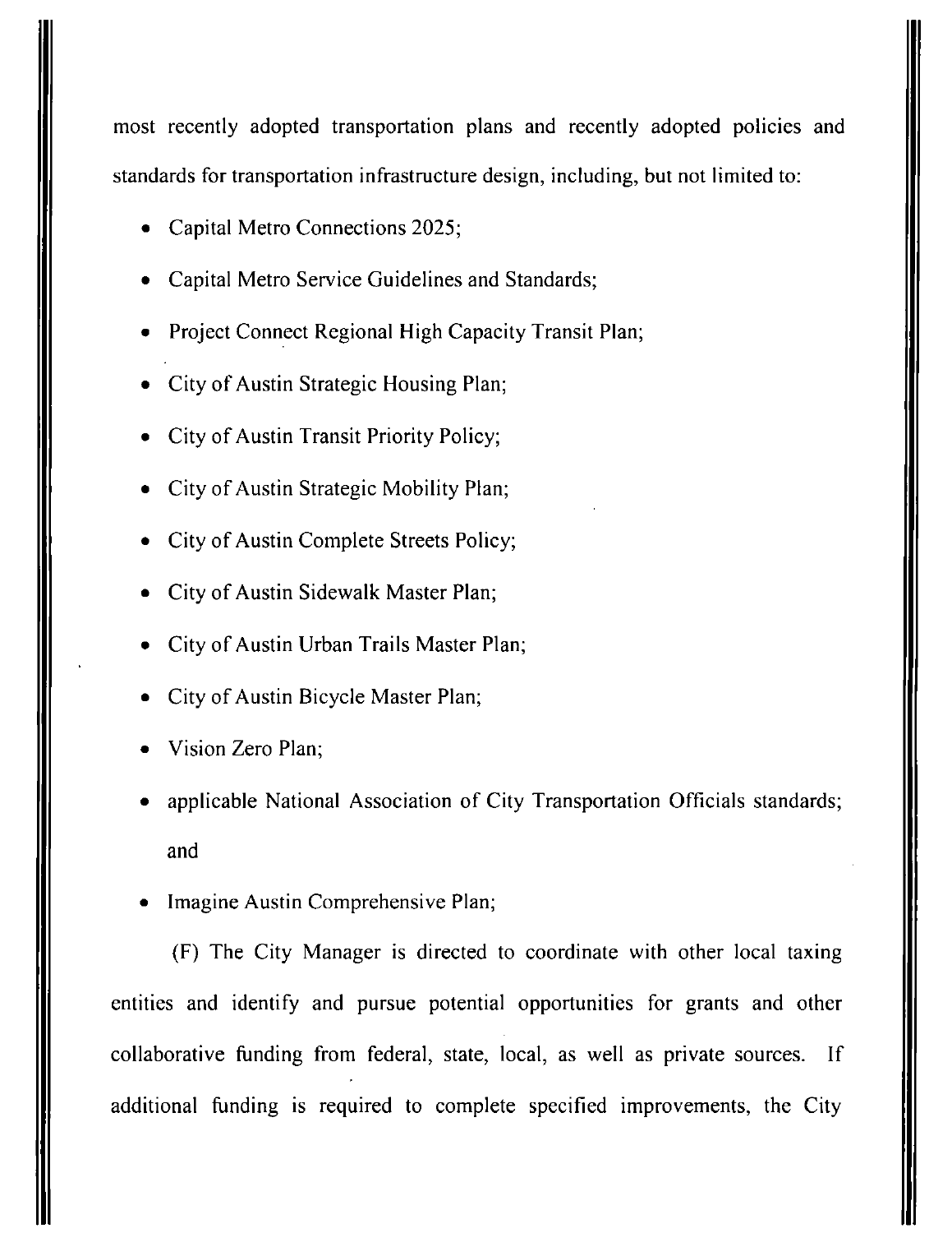most recently adopted transportation plans and recently adopted policies and standards for transportation infrastructure design, including, but not limited to:

- Capital Metro Connections 2025;
- Capital Metro Service Guidelines and Standards;
- Project Connect Regional High Capacity Transit Plan;
- City of Austin Strategic Housing Plan;
- City of Austin Transit Priority Policy;
- City of Austin Strategic Mobility Plan;
- City of Austin Complete Streets Policy;
- City of Austin Sidewalk Master Plan;
- City of Austin Urban Trails Master Plan;
- City of Austin Bicycle Master Plan;
- Vision Zero Plan;
- applicable National Association of City Transportation Officials standards; and
- Imagine Austin Comprehensive Plan;

(F) The City Manager is directed to coordinate with other local taxing entities and identify and pursue potential opportunities for grants and other collaborative funding from federal, state, local, as well as private sources. If additional funding is required to complete specified improvements, the City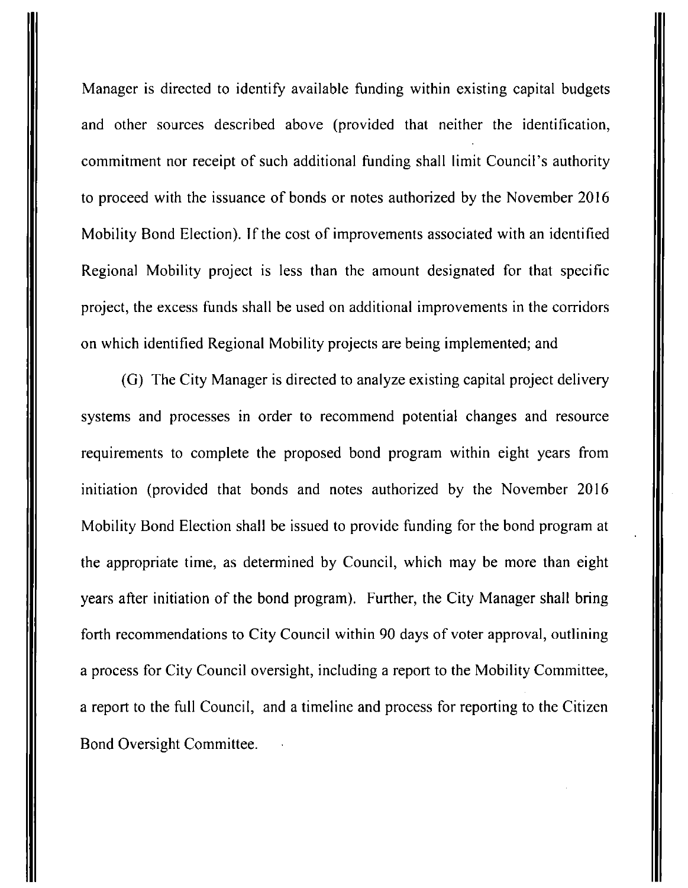Manager is directed to identify available funding within existing capital budgets and other sources described above (provided that neither the identification, commitment nor receipt of such additional funding shall limit Council's authority to proceed with the issuance of bonds or notes authorized by the November 2016 Mobility Bond Election). If the cost of improvements associated with an identified Regional Mobility project is less than the amount designated for that specific project, the excess funds shall be used on additional improvements in the corridors on which identified Regional Mobility projects are being implemented; and

(G) The City Manager is directed to analyze existing capital project delivery systems and processes in order to recommend potential changes and resource requirements to complete the proposed bond program within eight years from initiation (provided that bonds and notes authorized by the November 2016 Mobility Bond Election shall be issued to provide funding for the bond program at the appropriate time, as determined by Council, which may be more than eight years after initiation of the bond program). Further, the City Manager shall bring forth recommendations to City Council within 90 days of voter approval, outlining a process for City Council oversight, including a report to the Mobility Committee, a report to the full Council, and a timeline and process for reporting to the Citizen Bond Oversight Committee.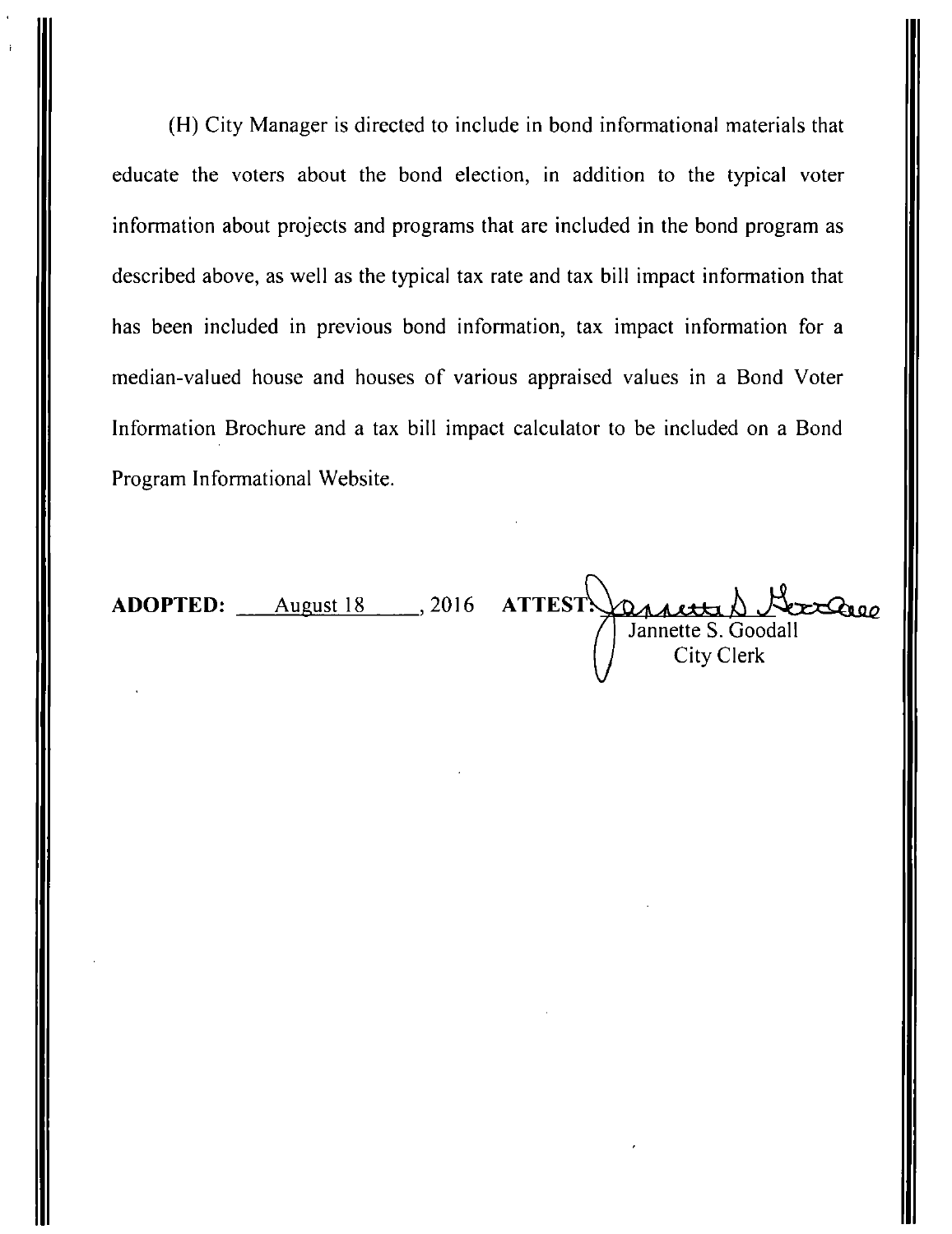(H) City Manager is directed to include in bond informational materials that educate the voters about the bond election, in addition to the typical voter information about projects and programs that are included in the bond program as described above, as well as the typical tax rate and tax bill impact information that has been included in previous bond information, tax impact information for a median-valued house and houses of various appraised values in a Bond Voter Information Brochure and a tax bill impact calculator to be included on a Bond Program Informational Website.

**ADOPTED:** August 18, 2016 **ATTEST:** Jannette S. Goodall

Jannette S. Goodall
City Clerk